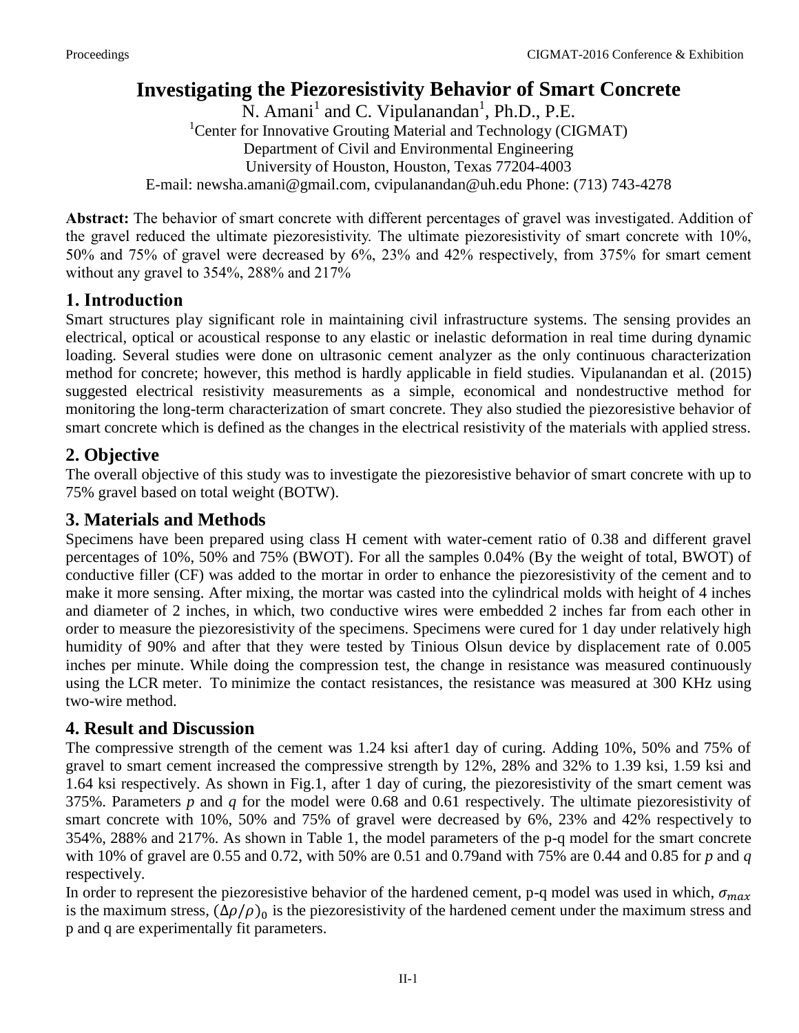# Investigating the Piezoresistivity Behavior of Smart Concrete

N. Amani[1] and C. Vipulanandan[1], Ph.D., P.E.

[1]Center for Innovative Grouting Material and Technology (CIGMAT)
Department of Civil and Environmental Engineering
University of Houston, Houston, Texas 77204-4003
E-mail: newsha.amani@gmail.com, cvipulanandan@uh.edu Phone: (713) 743-4278

**Abstract:** The behavior of smart concrete with different percentages of gravel was investigated. Addition of the gravel reduced the ultimate piezoresistivity. The ultimate piezoresistivity of smart concrete with 10%, 50% and 75% of gravel were decreased by 6%, 23% and 42% respectively, from 375% for smart cement without any gravel to 354%, 288% and 217%

## 1. Introduction

Smart structures play significant role in maintaining civil infrastructure systems. The sensing provides an electrical, optical or acoustical response to any elastic or inelastic deformation in real time during dynamic loading. Several studies were done on ultrasonic cement analyzer as the only continuous characterization method for concrete; however, this method is hardly applicable in field studies. Vipulanandan et al. (2015) suggested electrical resistivity measurements as a simple, economical and nondestructive method for monitoring the long-term characterization of smart concrete. They also studied the piezoresistive behavior of smart concrete which is defined as the changes in the electrical resistivity of the materials with applied stress.

## 2. Objective

The overall objective of this study was to investigate the piezoresistive behavior of smart concrete with up to 75% gravel based on total weight (BOTW).

## 3. Materials and Methods

Specimens have been prepared using class H cement with water-cement ratio of 0.38 and different gravel percentages of 10%, 50% and 75% (BWOT). For all the samples 0.04% (By the weight of total, BWOT) of conductive filler (CF) was added to the mortar in order to enhance the piezoresistivity of the cement and to make it more sensing. After mixing, the mortar was casted into the cylindrical molds with height of 4 inches and diameter of 2 inches, in which, two conductive wires were embedded 2 inches far from each other in order to measure the piezoresistivity of the specimens. Specimens were cured for 1 day under relatively high humidity of 90% and after that they were tested by Tinious Olsun device by displacement rate of 0.005 inches per minute. While doing the compression test, the change in resistance was measured continuously using the LCR meter. To minimize the contact resistances, the resistance was measured at 300 KHz using two-wire method.

## 4. Result and Discussion

The compressive strength of the cement was 1.24 ksi after1 day of curing. Adding 10%, 50% and 75% of gravel to smart cement increased the compressive strength by 12%, 28% and 32% to 1.39 ksi, 1.59 ksi and 1.64 ksi respectively. As shown in Fig.1, after 1 day of curing, the piezoresistivity of the smart cement was 375%. Parameters *p* and *q* for the model were 0.68 and 0.61 respectively. The ultimate piezoresistivity of smart concrete with 10%, 50% and 75% of gravel were decreased by 6%, 23% and 42% respectively to 354%, 288% and 217%. As shown in Table 1, the model parameters of the p-q model for the smart concrete with 10% of gravel are 0.55 and 0.72, with 50% are 0.51 and 0.79and with 75% are 0.44 and 0.85 for *p* and *q* respectively.

In order to represent the piezoresistive behavior of the hardened cement, p-q model was used in which, $\sigma_{max}$ is the maximum stress, $(\Delta\rho/\rho)_0$ is the piezoresistivity of the hardened cement under the maximum stress and p and q are experimentally fit parameters.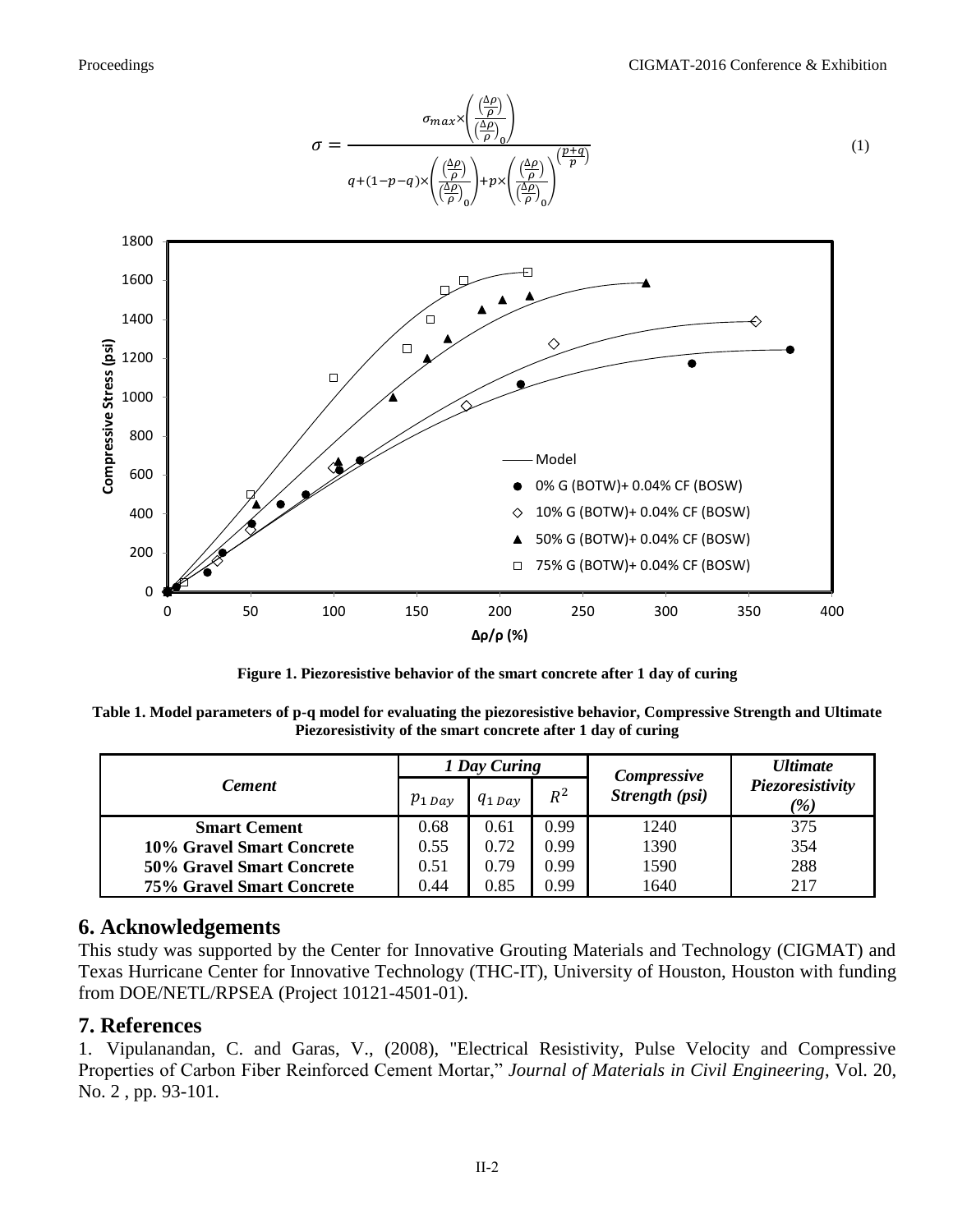$$\sigma = \frac{\sigma_{max} \times \left( \frac{\left(\frac{\Delta\rho}{\rho}\right)}{\left(\frac{\Delta\rho}{\rho}\right)_0} \right)}{q + (1-p-q) \times \left( \frac{\left(\frac{\Delta\rho}{\rho}\right)}{\left(\frac{\Delta\rho}{\rho}\right)_0} \right) + p \times \left( \frac{\left(\frac{\Delta\rho}{\rho}\right)}{\left(\frac{\Delta\rho}{\rho}\right)_0} \right)^{\left(\frac{p+q}{p}\right)}} \tag{1}$$

Compressive Stress (psi)

1800
1600
1400
1200
1000
800
600
400
200
0

0 50 100 150 200 250 300 350 400

Δρ/ρ (%)

Model
0% G (BOTW)+ 0.04% CF (BOSW)
10% G (BOTW)+ 0.04% CF (BOSW)
50% G (BOTW)+ 0.04% CF (BOSW)
75% G (BOTW)+ 0.04% CF (BOSW)

**Figure 1. Piezoresistive behavior of the smart concrete after 1 day of curing**

**Table 1. Model parameters of p-q model for evaluating the piezoresistive behavior, Compressive Strength and Ultimate Piezoresistivity of the smart concrete after 1 day of curing**

| *Cement* | *1 Day Curing* | | | *Compressive Strength (psi)* | *Ultimate Piezoresistivity (%)* |
|---|---|---|---|---|---|
| | $p_{1\,Day}$ | $q_{1\,Day}$ | $R^2$ | | |
| **Smart Cement** | 0.68 | 0.61 | 0.99 | 1240 | 375 |
| **10% Gravel Smart Concrete** | 0.55 | 0.72 | 0.99 | 1390 | 354 |
| **50% Gravel Smart Concrete** | 0.51 | 0.79 | 0.99 | 1590 | 288 |
| **75% Gravel Smart Concrete** | 0.44 | 0.85 | 0.99 | 1640 | 217 |

## 6. Acknowledgements

This study was supported by the Center for Innovative Grouting Materials and Technology (CIGMAT) and Texas Hurricane Center for Innovative Technology (THC-IT), University of Houston, Houston with funding from DOE/NETL/RPSEA (Project 10121-4501-01).

## 7. References

1. Vipulanandan, C. and Garas, V., (2008), "Electrical Resistivity, Pulse Velocity and Compressive Properties of Carbon Fiber Reinforced Cement Mortar," *Journal of Materials in Civil Engineering*, Vol. 20, No. 2 , pp. 93-101.